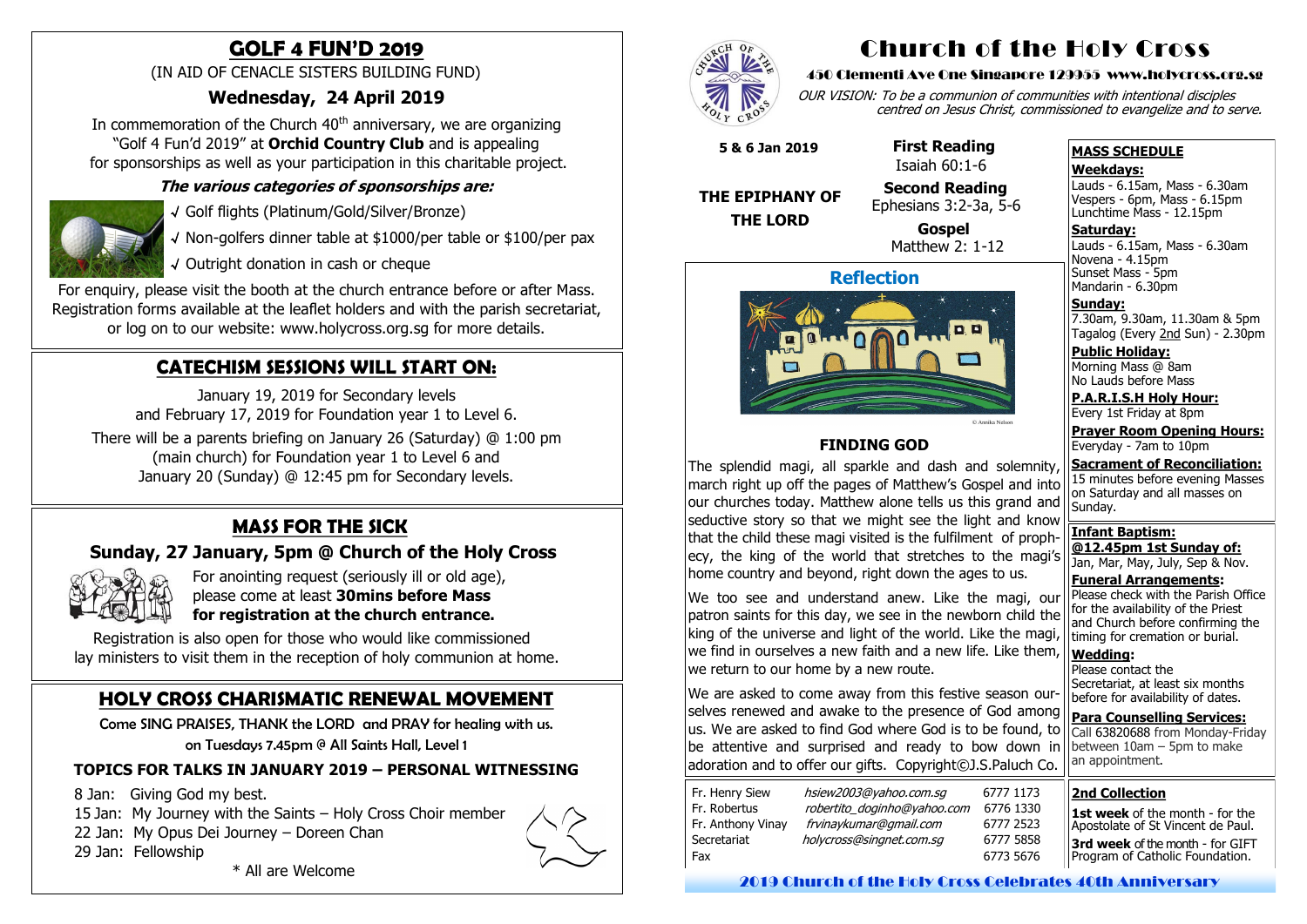# GOLF 4 FUN'D 2019

(IN AID OF CENACLE SISTERS BUILDING FUND)

## Wednesday, 24 April 2019

In commemoration of the Church 40th anniversary, we are organizing "Golf 4 Fun'd 2019" at **Orchid Country Club** and is appealing for sponsorships as well as your participation in this charitable project.

***The various categories of sponsorships are:***

- √ Golf flights (Platinum/Gold/Silver/Bronze)
- √ Non-golfers dinner table at $1000/per table or $100/per pax
- √ Outright donation in cash or cheque

For enquiry, please visit the booth at the church entrance before or after Mass. Registration forms available at the leaflet holders and with the parish secretariat, or log on to our website: www.holycross.org.sg for more details.

# CATECHISM SESSIONS WILL START ON:

January 19, 2019 for Secondary levels and February 17, 2019 for Foundation year 1 to Level 6.

There will be a parents briefing on January 26 (Saturday) @ 1:00 pm (main church) for Foundation year 1 to Level 6 and January 20 (Sunday) @ 12:45 pm for Secondary levels.

# MASS FOR THE SICK

## Sunday, 27 January, 5pm @ Church of the Holy Cross

For anointing request (seriously ill or old age), please come at least **30mins before Mass for registration at the church entrance.**

Registration is also open for those who would like commissioned lay ministers to visit them in the reception of holy communion at home.

# HOLY CROSS CHARISMATIC RENEWAL MOVEMENT

Come SING PRAISES, THANK the LORD and PRAY for healing with us. on Tuesdays 7.45pm @ All Saints Hall, Level 1

**TOPICS FOR TALKS IN JANUARY 2019 – PERSONAL WITNESSING**

- 8 Jan: Giving God my best.
- 15 Jan: My Journey with the Saints – Holy Cross Choir member
- 22 Jan: My Opus Dei Journey – Doreen Chan
- 29 Jan: Fellowship

\* All are Welcome

# Church of the Holy Cross

**450 Clementi Ave One Singapore 129955 www.holycross.org.sg**

*OUR VISION: To be a communion of communities with intentional disciples centred on Jesus Christ, commissioned to evangelize and to serve.*

**5 & 6 Jan 2019**

**THE EPIPHANY OF THE LORD**

**First Reading**
Isaiah 60:1-6

**Second Reading**
Ephesians 3:2-3a, 5-6

**Gospel**
Matthew 2: 1-12

## Reflection

© Annika Nelson

### FINDING GOD

The splendid magi, all sparkle and dash and solemnity, march right up off the pages of Matthew's Gospel and into our churches today. Matthew alone tells us this grand and seductive story so that we might see the light and know that the child these magi visited is the fulfilment of prophecy, the king of the world that stretches to the magi's home country and beyond, right down the ages to us.

We too see and understand anew. Like the magi, our patron saints for this day, we see in the newborn child the king of the universe and light of the world. Like the magi, we find in ourselves a new faith and a new life. Like them, we return to our home by a new route.

We are asked to come away from this festive season ourselves renewed and awake to the presence of God among us. We are asked to find God where God is to be found, to be attentive and surprised and ready to bow down in adoration and to offer our gifts. Copyright©J.S.Paluch Co.

| | | |
|---|---|---|
| Fr. Henry Siew | hsiew2003@yahoo.com.sg | 6777 1173 |
| Fr. Robertus | robertito_doginho@yahoo.com | 6776 1330 |
| Fr. Anthony Vinay | frvinaykumar@gmail.com | 6777 2523 |
| Secretariat | holycross@singnet.com.sg | 6777 5858 |
| Fax | | 6773 5676 |

## MASS SCHEDULE

**Weekdays:**
Lauds - 6.15am, Mass - 6.30am
Vespers - 6pm, Mass - 6.15pm
Lunchtime Mass - 12.15pm

**Saturday:**
Lauds - 6.15am, Mass - 6.30am
Novena - 4.15pm
Sunset Mass - 5pm
Mandarin - 6.30pm

**Sunday:**
7.30am, 9.30am, 11.30am & 5pm
Tagalog (Every 2nd Sun) - 2.30pm

**Public Holiday:**
Morning Mass @ 8am
No Lauds before Mass

**P.A.R.I.S.H Holy Hour:**
Every 1st Friday at 8pm

**Prayer Room Opening Hours:**
Everyday - 7am to 10pm

**Sacrament of Reconciliation:**
15 minutes before evening Masses on Saturday and all masses on Sunday.

**Infant Baptism:**
**@12.45pm 1st Sunday of:**
Jan, Mar, May, July, Sep & Nov.

**Funeral Arrangements:**
Please check with the Parish Office for the availability of the Priest and Church before confirming the timing for cremation or burial.

**Wedding:**
Please contact the Secretariat, at least six months before for availability of dates.

**Para Counselling Services:**
Call 63820688 from Monday-Friday between 10am – 5pm to make an appointment.

**2nd Collection**

**1st week** of the month - for the Apostolate of St Vincent de Paul.

**3rd week** of the month - for GIFT Program of Catholic Foundation.

**2019 Church of the Holy Cross Celebrates 40th Anniversary**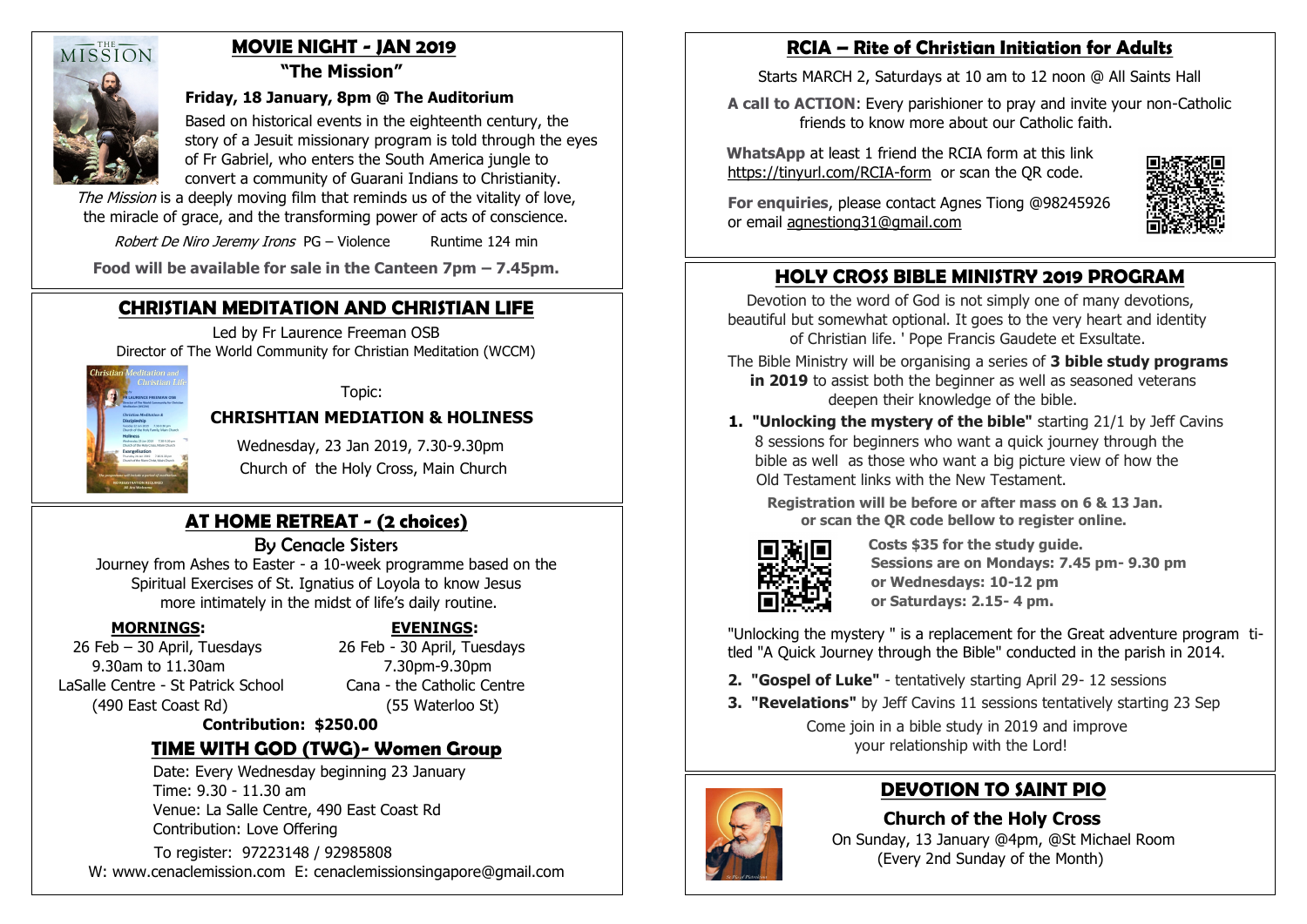## MOVIE NIGHT - JAN 2019

### "The Mission"

**Friday, 18 January, 8pm @ The Auditorium**

Based on historical events in the eighteenth century, the story of a Jesuit missionary program is told through the eyes of Fr Gabriel, who enters the South America jungle to convert a community of Guarani Indians to Christianity.

*The Mission* is a deeply moving film that reminds us of the vitality of love, the miracle of grace, and the transforming power of acts of conscience.

*Robert De Niro Jeremy Irons* PG – Violence Runtime 124 min

**Food will be available for sale in the Canteen 7pm – 7.45pm.**

## CHRISTIAN MEDITATION AND CHRISTIAN LIFE

Led by Fr Laurence Freeman OSB
Director of The World Community for Christian Meditation (WCCM)

Topic:

**CHRISHTIAN MEDIATION & HOLINESS**

Wednesday, 23 Jan 2019, 7.30-9.30pm
Church of the Holy Cross, Main Church

## AT HOME RETREAT - (2 choices)

### By Cenacle Sisters

Journey from Ashes to Easter - a 10-week programme based on the Spiritual Exercises of St. Ignatius of Loyola to know Jesus more intimately in the midst of life's daily routine.

**MORNINGS:**
26 Feb – 30 April, Tuesdays
9.30am to 11.30am
LaSalle Centre - St Patrick School
(490 East Coast Rd)

**EVENINGS:**
26 Feb - 30 April, Tuesdays
7.30pm-9.30pm
Cana - the Catholic Centre
(55 Waterloo St)

**Contribution: $250.00**

## TIME WITH GOD (TWG)- Women Group

Date: Every Wednesday beginning 23 January
Time: 9.30 - 11.30 am
Venue: La Salle Centre, 490 East Coast Rd
Contribution: Love Offering

To register: 97223148 / 92985808
W: www.cenaclemission.com E: cenaclemissionsingapore@gmail.com

## RCIA – Rite of Christian Initiation for Adults

Starts MARCH 2, Saturdays at 10 am to 12 noon @ All Saints Hall

**A call to ACTION**: Every parishioner to pray and invite your non-Catholic friends to know more about our Catholic faith.

**WhatsApp** at least 1 friend the RCIA form at this link https://tinyurl.com/RCIA-form or scan the QR code.

**For enquiries**, please contact Agnes Tiong @98245926 or email agnestiong31@gmail.com

## HOLY CROSS BIBLE MINISTRY 2019 PROGRAM

Devotion to the word of God is not simply one of many devotions, beautiful but somewhat optional. It goes to the very heart and identity of Christian life. ' Pope Francis Gaudete et Exsultate.

The Bible Ministry will be organising a series of **3 bible study programs in 2019** to assist both the beginner as well as seasoned veterans deepen their knowledge of the bible.

1. **"Unlocking the mystery of the bible"** starting 21/1 by Jeff Cavins 8 sessions for beginners who want a quick journey through the bible as well as those who want a big picture view of how the Old Testament links with the New Testament.

   **Registration will be before or after mass on 6 & 13 Jan. or scan the QR code bellow to register online.**

   **Costs $35 for the study guide.**
   **Sessions are on Mondays: 7.45 pm- 9.30 pm**
   **or Wednesdays: 10-12 pm**
   **or Saturdays: 2.15- 4 pm.**

"Unlocking the mystery " is a replacement for the Great adventure program titled "A Quick Journey through the Bible" conducted in the parish in 2014.

2. **"Gospel of Luke"** - tentatively starting April 29- 12 sessions
3. **"Revelations"** by Jeff Cavins 11 sessions tentatively starting 23 Sep

Come join in a bible study in 2019 and improve your relationship with the Lord!

## DEVOTION TO SAINT PIO

**Church of the Holy Cross**

On Sunday, 13 January @4pm, @St Michael Room
(Every 2nd Sunday of the Month)